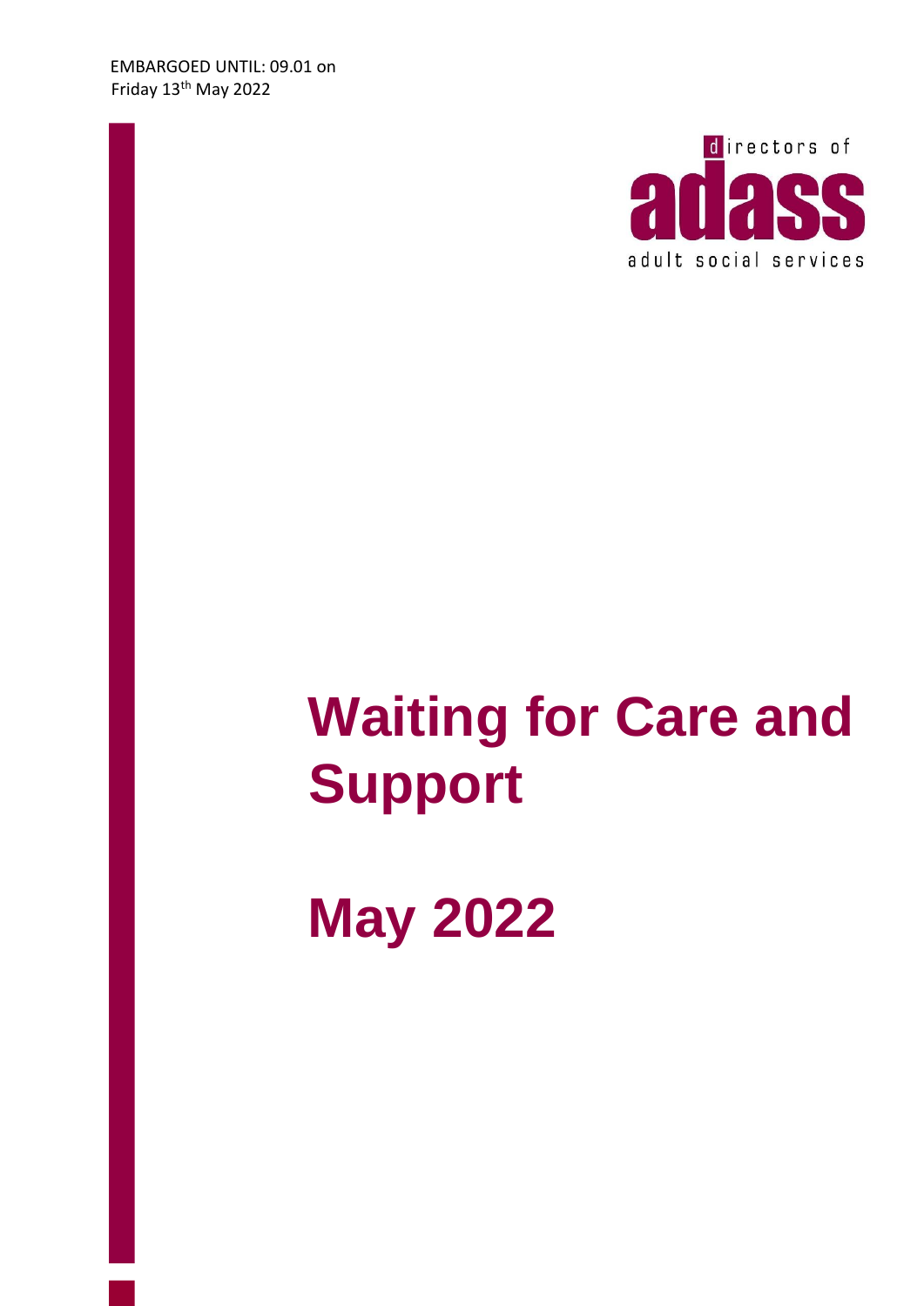EMBARGOED UNTIL: 09.01 on Friday 13th May 2022

directors of adass adult social services

# Waiting for Care and Support

# May 2022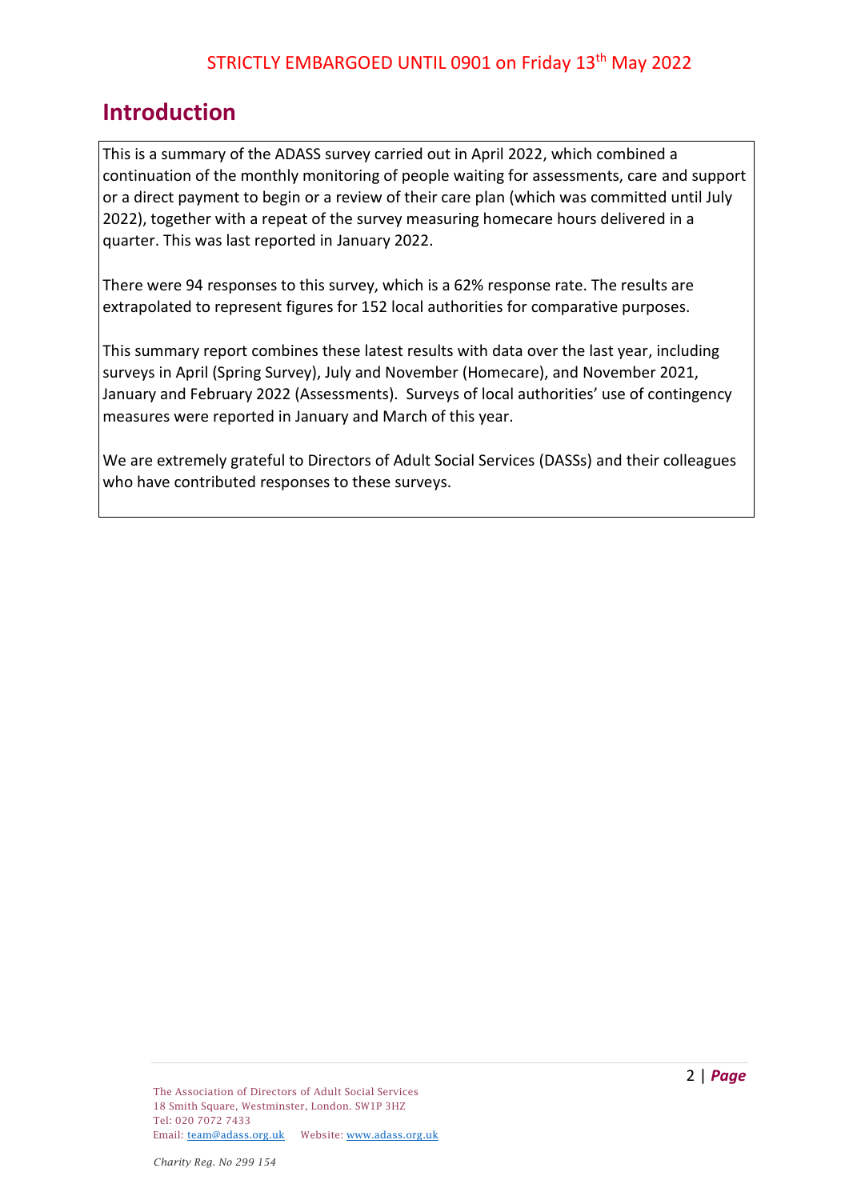STRICTLY EMBARGOED UNTIL 0901 on Friday 13th May 2022

## Introduction

This is a summary of the ADASS survey carried out in April 2022, which combined a continuation of the monthly monitoring of people waiting for assessments, care and support or a direct payment to begin or a review of their care plan (which was committed until July 2022), together with a repeat of the survey measuring homecare hours delivered in a quarter. This was last reported in January 2022.

There were 94 responses to this survey, which is a 62% response rate. The results are extrapolated to represent figures for 152 local authorities for comparative purposes.

This summary report combines these latest results with data over the last year, including surveys in April (Spring Survey), July and November (Homecare), and November 2021, January and February 2022 (Assessments). Surveys of local authorities' use of contingency measures were reported in January and March of this year.

We are extremely grateful to Directors of Adult Social Services (DASSs) and their colleagues who have contributed responses to these surveys.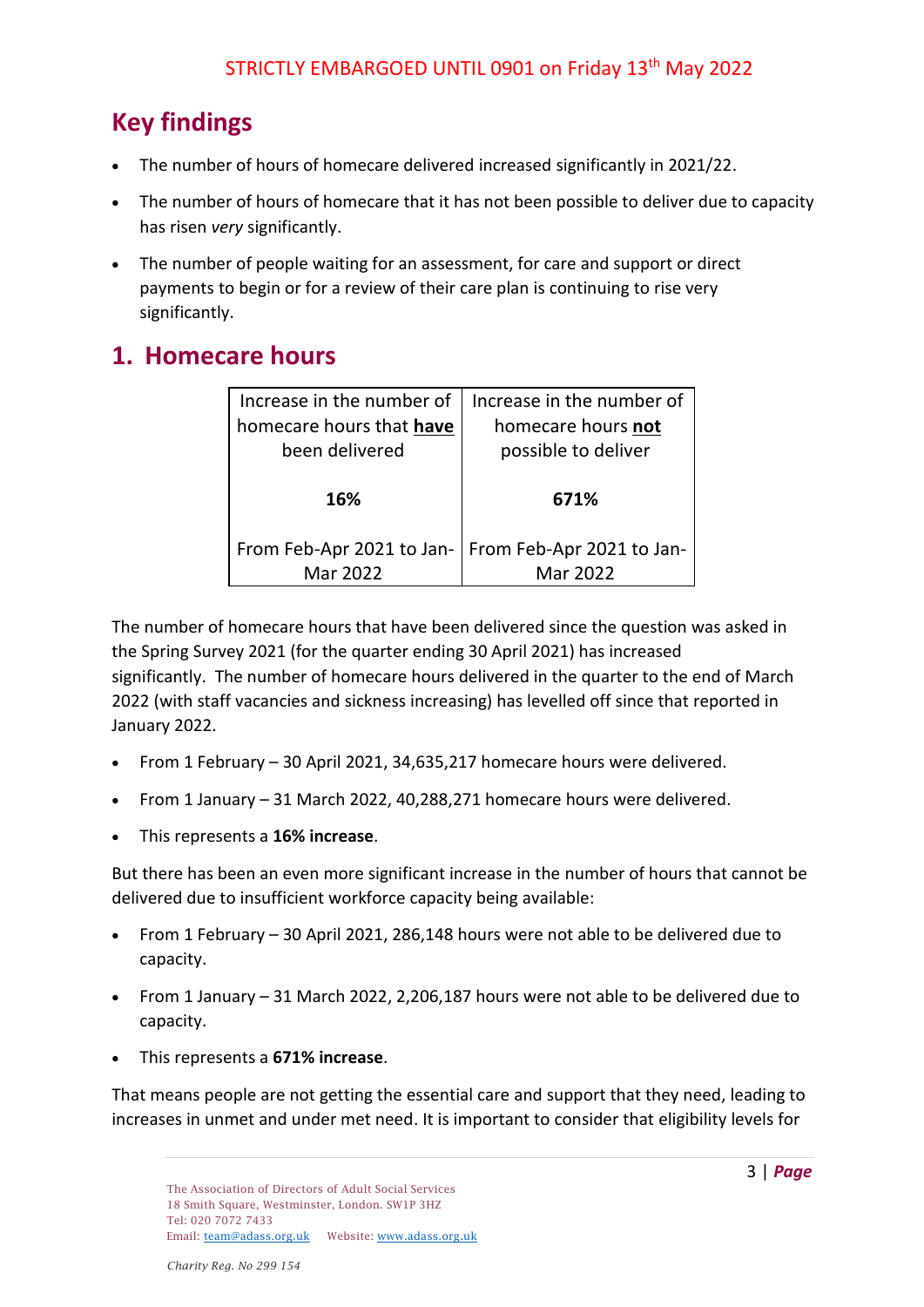STRICTLY EMBARGOED UNTIL 0901 on Friday 13th May 2022

## Key findings

- The number of hours of homecare delivered increased significantly in 2021/22.
- The number of hours of homecare that it has not been possible to deliver due to capacity has risen *very* significantly.
- The number of people waiting for an assessment, for care and support or direct payments to begin or for a review of their care plan is continuing to rise very significantly.

## 1. Homecare hours

| Increase in the number of homecare hours that **have** been delivered | Increase in the number of homecare hours **not** possible to deliver |
|---|---|
| **16%** | **671%** |
| From Feb-Apr 2021 to Jan-Mar 2022 | From Feb-Apr 2021 to Jan-Mar 2022 |

The number of homecare hours that have been delivered since the question was asked in the Spring Survey 2021 (for the quarter ending 30 April 2021) has increased significantly. The number of homecare hours delivered in the quarter to the end of March 2022 (with staff vacancies and sickness increasing) has levelled off since that reported in January 2022.

- From 1 February – 30 April 2021, 34,635,217 homecare hours were delivered.
- From 1 January – 31 March 2022, 40,288,271 homecare hours were delivered.
- This represents a **16% increase**.

But there has been an even more significant increase in the number of hours that cannot be delivered due to insufficient workforce capacity being available:

- From 1 February – 30 April 2021, 286,148 hours were not able to be delivered due to capacity.
- From 1 January – 31 March 2022, 2,206,187 hours were not able to be delivered due to capacity.
- This represents a **671% increase**.

That means people are not getting the essential care and support that they need, leading to increases in unmet and under met need. It is important to consider that eligibility levels for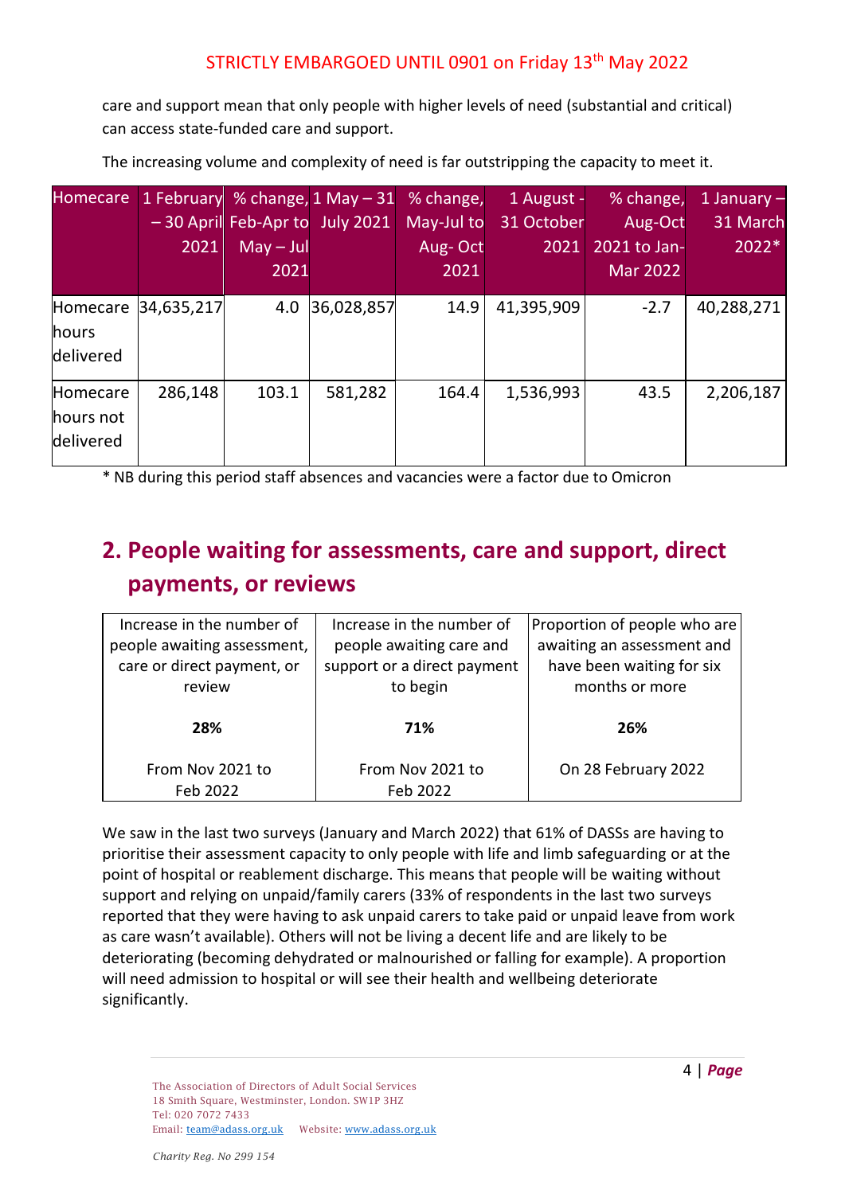STRICTLY EMBARGOED UNTIL 0901 on Friday 13th May 2022

care and support mean that only people with higher levels of need (substantial and critical) can access state-funded care and support.

The increasing volume and complexity of need is far outstripping the capacity to meet it.

| Homecare | 1 February – 30 April 2021 | % change, Feb-Apr to May – Jul 2021 | 1 May – 31 July 2021 | % change, May-Jul to Aug- Oct 2021 | 1 August - 31 October 2021 | % change, Aug-Oct 2021 to Jan-Mar 2022 | 1 January – 31 March 2022* |
|---|---|---|---|---|---|---|---|
| Homecare hours delivered | 34,635,217 | 4.0 | 36,028,857 | 14.9 | 41,395,909 | -2.7 | 40,288,271 |
| Homecare hours not delivered | 286,148 | 103.1 | 581,282 | 164.4 | 1,536,993 | 43.5 | 2,206,187 |

* NB during this period staff absences and vacancies were a factor due to Omicron

## 2. People waiting for assessments, care and support, direct payments, or reviews

| Increase in the number of people awaiting assessment, care or direct payment, or review | Increase in the number of people awaiting care and support or a direct payment to begin | Proportion of people who are awaiting an assessment and have been waiting for six months or more |
|---|---|---|
| **28%** | **71%** | **26%** |
| From Nov 2021 to Feb 2022 | From Nov 2021 to Feb 2022 | On 28 February 2022 |

We saw in the last two surveys (January and March 2022) that 61% of DASSs are having to prioritise their assessment capacity to only people with life and limb safeguarding or at the point of hospital or reablement discharge. This means that people will be waiting without support and relying on unpaid/family carers (33% of respondents in the last two surveys reported that they were having to ask unpaid carers to take paid or unpaid leave from work as care wasn't available). Others will not be living a decent life and are likely to be deteriorating (becoming dehydrated or malnourished or falling for example). A proportion will need admission to hospital or will see their health and wellbeing deteriorate significantly.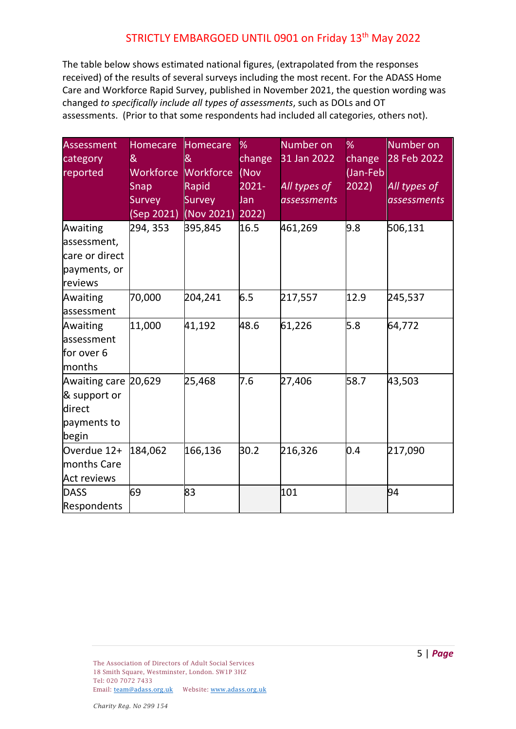STRICTLY EMBARGOED UNTIL 0901 on Friday 13th May 2022

The table below shows estimated national figures, (extrapolated from the responses received) of the results of several surveys including the most recent. For the ADASS Home Care and Workforce Rapid Survey, published in November 2021, the question wording was changed *to specifically include all types of assessments*, such as DOLs and OT assessments. (Prior to that some respondents had included all categories, others not).

| Assessment category reported | Homecare & Workforce Snap Survey (Sep 2021) | Homecare & Workforce Rapid Survey (Nov 2021) | % change (Nov 2021-Jan 2022) | Number on 31 Jan 2022 *All types of assessments* | % change (Jan-Feb 2022) | Number on 28 Feb 2022 *All types of assessments* |
|---|---|---|---|---|---|---|
| Awaiting assessment, care or direct payments, or reviews | 294, 353 | 395,845 | 16.5 | 461,269 | 9.8 | 506,131 |
| Awaiting assessment | 70,000 | 204,241 | 6.5 | 217,557 | 12.9 | 245,537 |
| Awaiting assessment for over 6 months | 11,000 | 41,192 | 48.6 | 61,226 | 5.8 | 64,772 |
| Awaiting care & support or direct payments to begin | 20,629 | 25,468 | 7.6 | 27,406 | 58.7 | 43,503 |
| Overdue 12+ months Care Act reviews | 184,062 | 166,136 | 30.2 | 216,326 | 0.4 | 217,090 |
| DASS Respondents | 69 | 83 | | 101 | | 94 |

The Association of Directors of Adult Social Services
18 Smith Square, Westminster, London. SW1P 3HZ
Tel: 020 7072 7433
Email: team@adass.org.uk Website: www.adass.org.uk

*Charity Reg. No 299 154*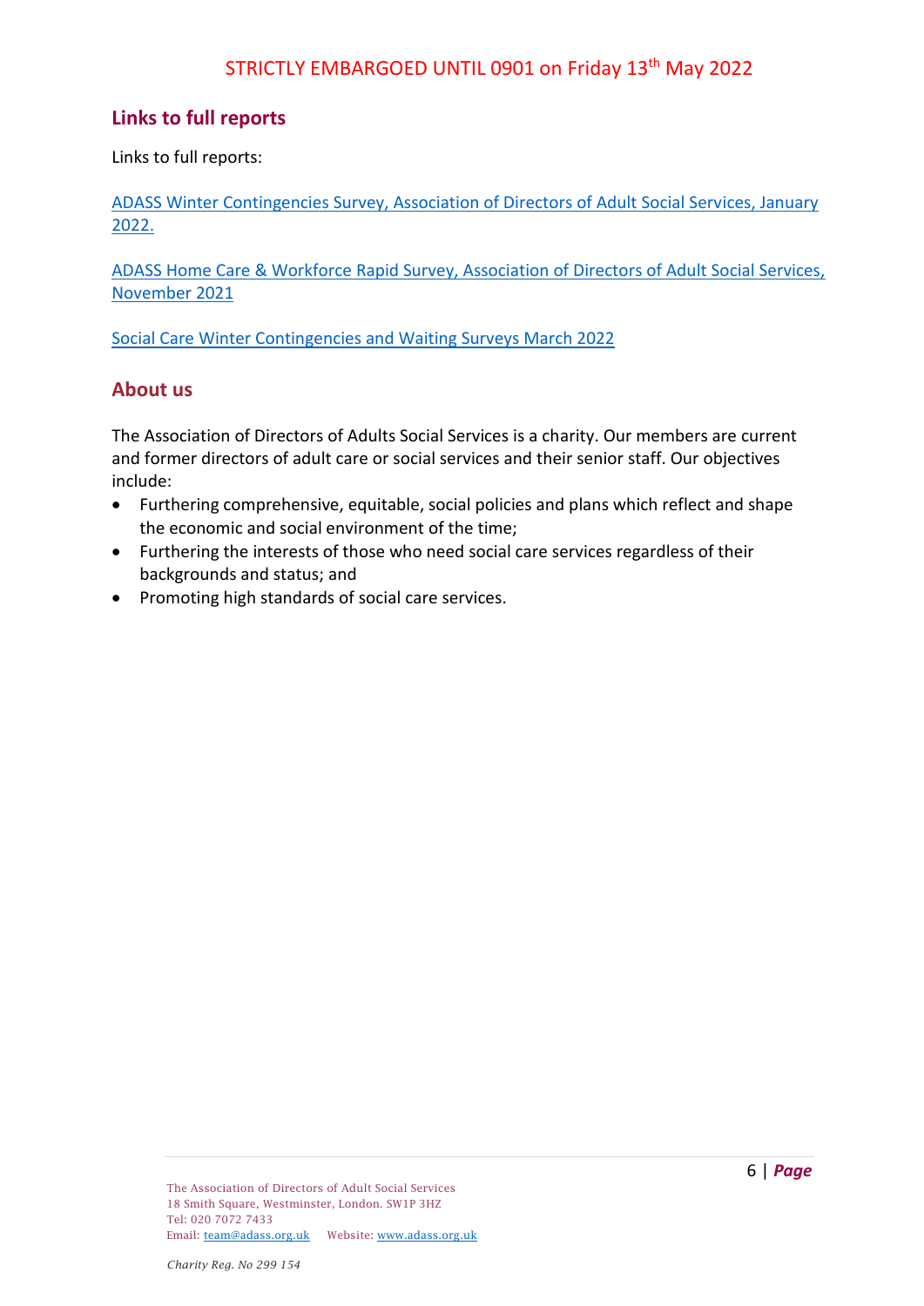## Links to full reports

Links to full reports:

ADASS Winter Contingencies Survey, Association of Directors of Adult Social Services, January 2022.

ADASS Home Care & Workforce Rapid Survey, Association of Directors of Adult Social Services, November 2021

Social Care Winter Contingencies and Waiting Surveys March 2022

## About us

The Association of Directors of Adults Social Services is a charity. Our members are current and former directors of adult care or social services and their senior staff. Our objectives include:

- Furthering comprehensive, equitable, social policies and plans which reflect and shape the economic and social environment of the time;
- Furthering the interests of those who need social care services regardless of their backgrounds and status; and
- Promoting high standards of social care services.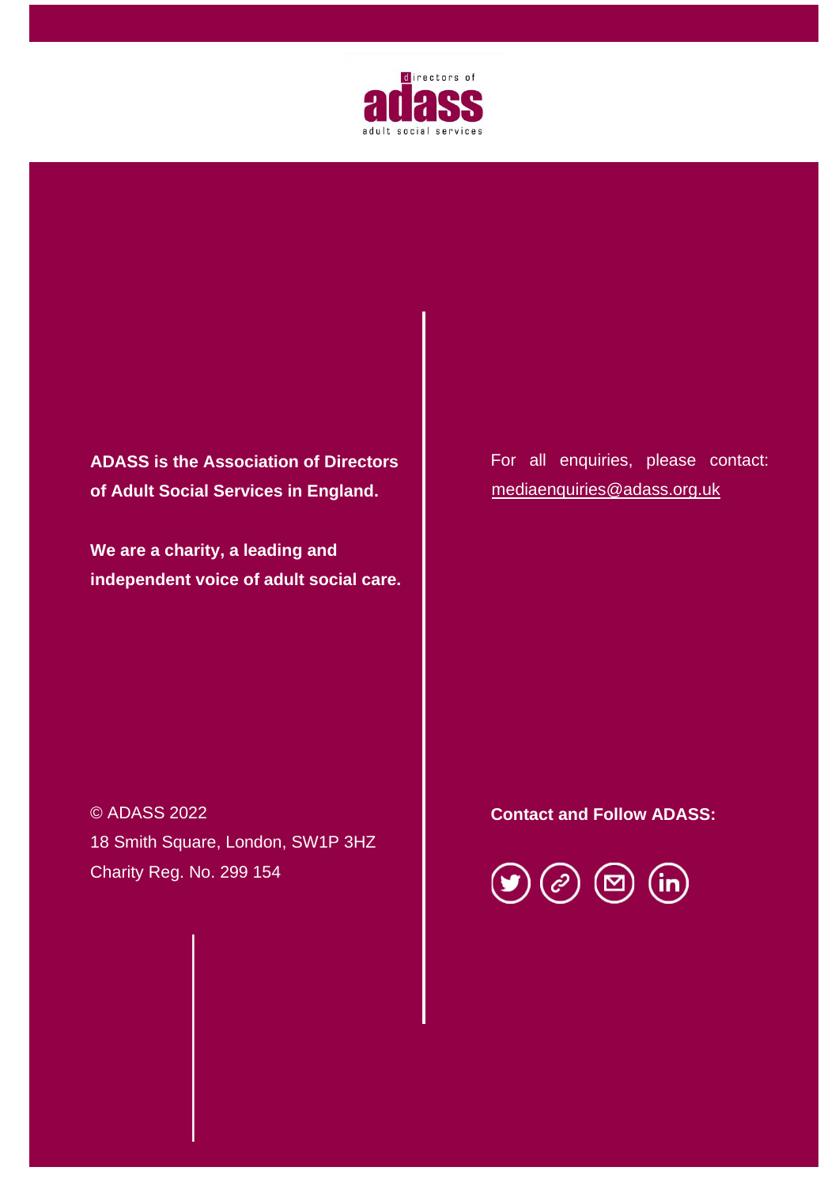**ADASS is the Association of Directors of Adult Social Services in England.**

**We are a charity, a leading and independent voice of adult social care.**

For all enquiries, please contact: mediaenquiries@adass.org.uk

© ADASS 2022
18 Smith Square, London, SW1P 3HZ
Charity Reg. No. 299 154

**Contact and Follow ADASS:**